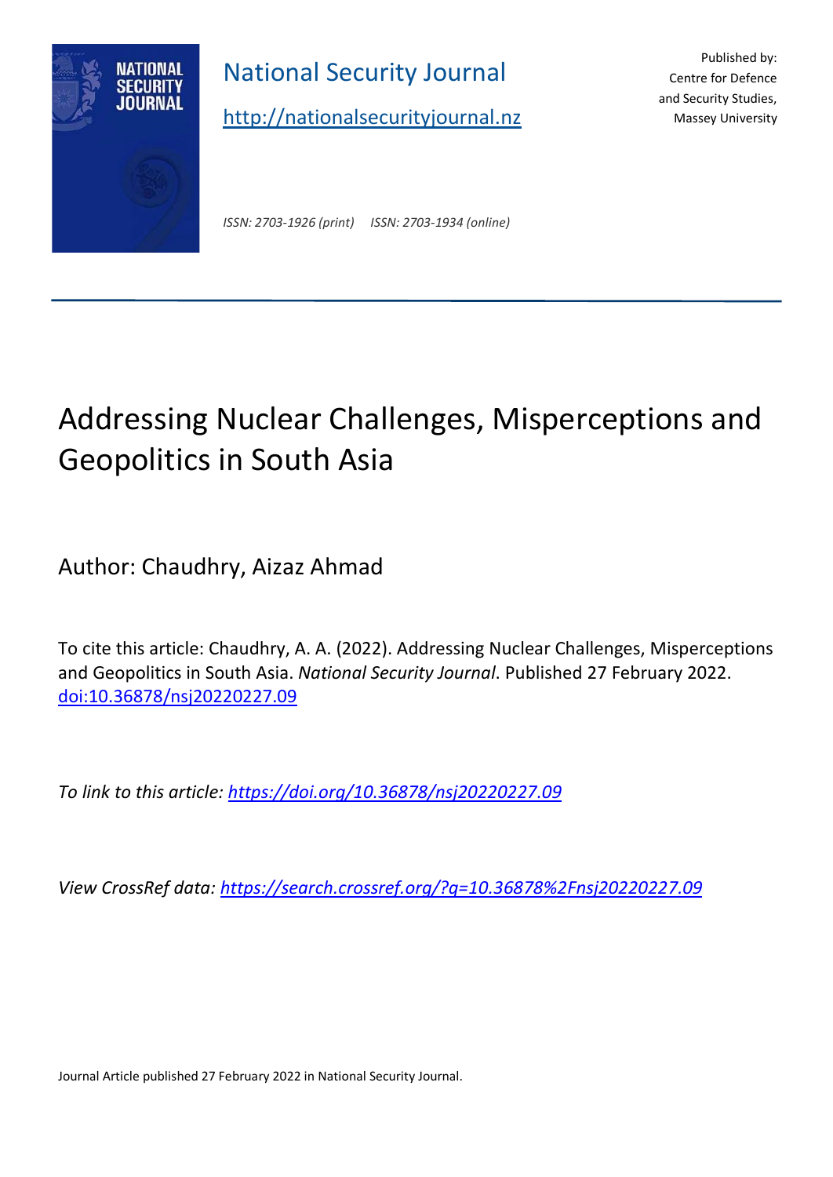National Security Journal

http://nationalsecurityjournal.nz

Published by:
Centre for Defence
and Security Studies,
Massey University

*ISSN: 2703-1926 (print)* *ISSN: 2703-1934 (online)*

---

# Addressing Nuclear Challenges, Misperceptions and Geopolitics in South Asia

Author: Chaudhry, Aizaz Ahmad

To cite this article: Chaudhry, A. A. (2022). Addressing Nuclear Challenges, Misperceptions and Geopolitics in South Asia. *National Security Journal*. Published 27 February 2022. doi:10.36878/nsj20220227.09

*To link to this article: https://doi.org/10.36878/nsj20220227.09*

*View CrossRef data: https://search.crossref.org/?q=10.36878%2Fnsj20220227.09*

Journal Article published 27 February 2022 in National Security Journal.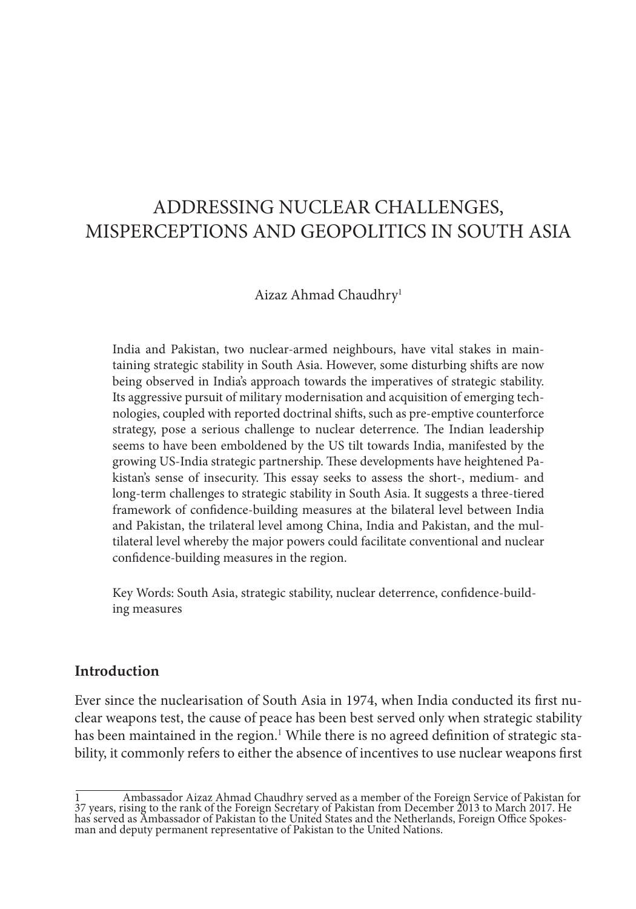# ADDRESSING NUCLEAR CHALLENGES, MISPERCEPTIONS AND GEOPOLITICS IN SOUTH ASIA

Aizaz Ahmad Chaudhry[1]

India and Pakistan, two nuclear-armed neighbours, have vital stakes in maintaining strategic stability in South Asia. However, some disturbing shifts are now being observed in India's approach towards the imperatives of strategic stability. Its aggressive pursuit of military modernisation and acquisition of emerging technologies, coupled with reported doctrinal shifts, such as pre-emptive counterforce strategy, pose a serious challenge to nuclear deterrence. The Indian leadership seems to have been emboldened by the US tilt towards India, manifested by the growing US-India strategic partnership. These developments have heightened Pakistan's sense of insecurity. This essay seeks to assess the short-, medium- and long-term challenges to strategic stability in South Asia. It suggests a three-tiered framework of confidence-building measures at the bilateral level between India and Pakistan, the trilateral level among China, India and Pakistan, and the multilateral level whereby the major powers could facilitate conventional and nuclear confidence-building measures in the region.

Key Words: South Asia, strategic stability, nuclear deterrence, confidence-building measures

## Introduction

Ever since the nuclearisation of South Asia in 1974, when India conducted its first nuclear weapons test, the cause of peace has been best served only when strategic stability has been maintained in the region.[1] While there is no agreed definition of strategic stability, it commonly refers to either the absence of incentives to use nuclear weapons first

---

1 Ambassador Aizaz Ahmad Chaudhry served as a member of the Foreign Service of Pakistan for 37 years, rising to the rank of the Foreign Secretary of Pakistan from December 2013 to March 2017. He has served as Ambassador of Pakistan to the United States and the Netherlands, Foreign Office Spokesman and deputy permanent representative of Pakistan to the United Nations.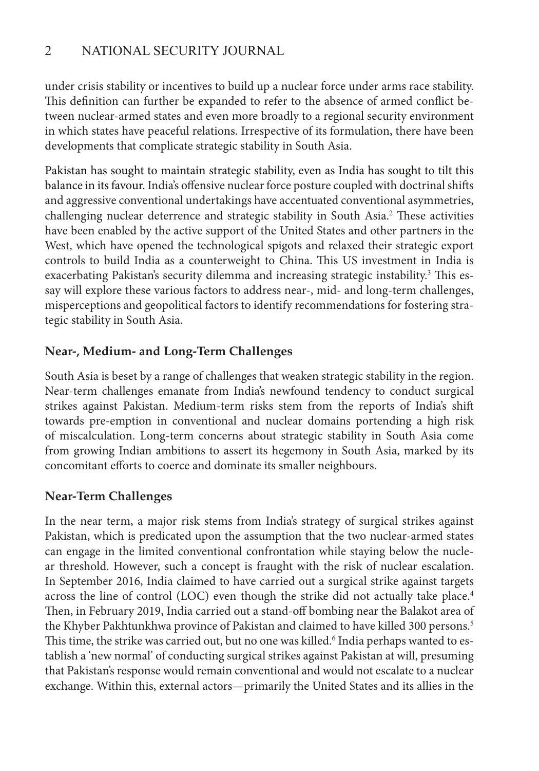under crisis stability or incentives to build up a nuclear force under arms race stability. This definition can further be expanded to refer to the absence of armed conflict between nuclear-armed states and even more broadly to a regional security environment in which states have peaceful relations. Irrespective of its formulation, there have been developments that complicate strategic stability in South Asia.

Pakistan has sought to maintain strategic stability, even as India has sought to tilt this balance in its favour. India's offensive nuclear force posture coupled with doctrinal shifts and aggressive conventional undertakings have accentuated conventional asymmetries, challenging nuclear deterrence and strategic stability in South Asia.[2] These activities have been enabled by the active support of the United States and other partners in the West, which have opened the technological spigots and relaxed their strategic export controls to build India as a counterweight to China. This US investment in India is exacerbating Pakistan's security dilemma and increasing strategic instability.[3] This essay will explore these various factors to address near-, mid- and long-term challenges, misperceptions and geopolitical factors to identify recommendations for fostering strategic stability in South Asia.

## Near-, Medium- and Long-Term Challenges

South Asia is beset by a range of challenges that weaken strategic stability in the region. Near-term challenges emanate from India's newfound tendency to conduct surgical strikes against Pakistan. Medium-term risks stem from the reports of India's shift towards pre-emption in conventional and nuclear domains portending a high risk of miscalculation. Long-term concerns about strategic stability in South Asia come from growing Indian ambitions to assert its hegemony in South Asia, marked by its concomitant efforts to coerce and dominate its smaller neighbours.

## Near-Term Challenges

In the near term, a major risk stems from India's strategy of surgical strikes against Pakistan, which is predicated upon the assumption that the two nuclear-armed states can engage in the limited conventional confrontation while staying below the nuclear threshold. However, such a concept is fraught with the risk of nuclear escalation. In September 2016, India claimed to have carried out a surgical strike against targets across the line of control (LOC) even though the strike did not actually take place.[4] Then, in February 2019, India carried out a stand-off bombing near the Balakot area of the Khyber Pakhtunkhwa province of Pakistan and claimed to have killed 300 persons.[5] This time, the strike was carried out, but no one was killed.[6] India perhaps wanted to establish a 'new normal' of conducting surgical strikes against Pakistan at will, presuming that Pakistan's response would remain conventional and would not escalate to a nuclear exchange. Within this, external actors—primarily the United States and its allies in the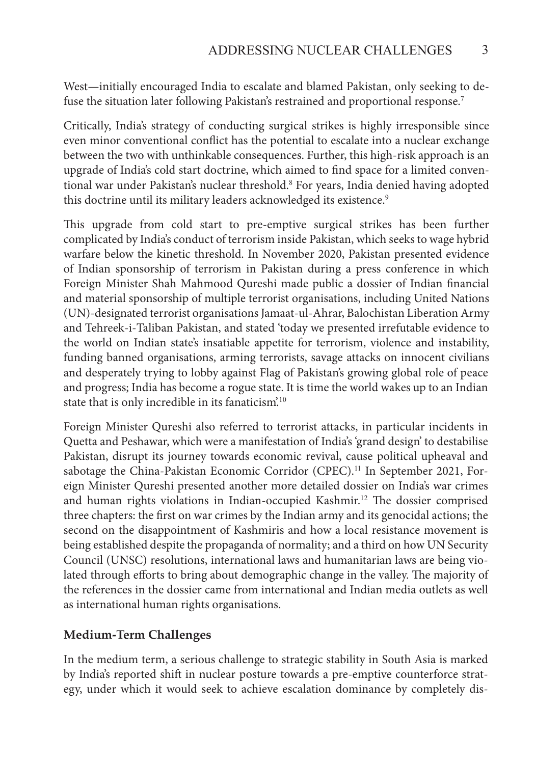West—initially encouraged India to escalate and blamed Pakistan, only seeking to defuse the situation later following Pakistan's restrained and proportional response.[7]

Critically, India's strategy of conducting surgical strikes is highly irresponsible since even minor conventional conflict has the potential to escalate into a nuclear exchange between the two with unthinkable consequences. Further, this high-risk approach is an upgrade of India's cold start doctrine, which aimed to find space for a limited conventional war under Pakistan's nuclear threshold.[8] For years, India denied having adopted this doctrine until its military leaders acknowledged its existence.[9]

This upgrade from cold start to pre-emptive surgical strikes has been further complicated by India's conduct of terrorism inside Pakistan, which seeks to wage hybrid warfare below the kinetic threshold. In November 2020, Pakistan presented evidence of Indian sponsorship of terrorism in Pakistan during a press conference in which Foreign Minister Shah Mahmood Qureshi made public a dossier of Indian financial and material sponsorship of multiple terrorist organisations, including United Nations (UN)-designated terrorist organisations Jamaat-ul-Ahrar, Balochistan Liberation Army and Tehreek-i-Taliban Pakistan, and stated 'today we presented irrefutable evidence to the world on Indian state's insatiable appetite for terrorism, violence and instability, funding banned organisations, arming terrorists, savage attacks on innocent civilians and desperately trying to lobby against Flag of Pakistan's growing global role of peace and progress; India has become a rogue state. It is time the world wakes up to an Indian state that is only incredible in its fanaticism'.[10]

Foreign Minister Qureshi also referred to terrorist attacks, in particular incidents in Quetta and Peshawar, which were a manifestation of India's 'grand design' to destabilise Pakistan, disrupt its journey towards economic revival, cause political upheaval and sabotage the China-Pakistan Economic Corridor (CPEC).[11] In September 2021, Foreign Minister Qureshi presented another more detailed dossier on India's war crimes and human rights violations in Indian-occupied Kashmir.[12] The dossier comprised three chapters: the first on war crimes by the Indian army and its genocidal actions; the second on the disappointment of Kashmiris and how a local resistance movement is being established despite the propaganda of normality; and a third on how UN Security Council (UNSC) resolutions, international laws and humanitarian laws are being violated through efforts to bring about demographic change in the valley. The majority of the references in the dossier came from international and Indian media outlets as well as international human rights organisations.

## Medium-Term Challenges

In the medium term, a serious challenge to strategic stability in South Asia is marked by India's reported shift in nuclear posture towards a pre-emptive counterforce strategy, under which it would seek to achieve escalation dominance by completely dis-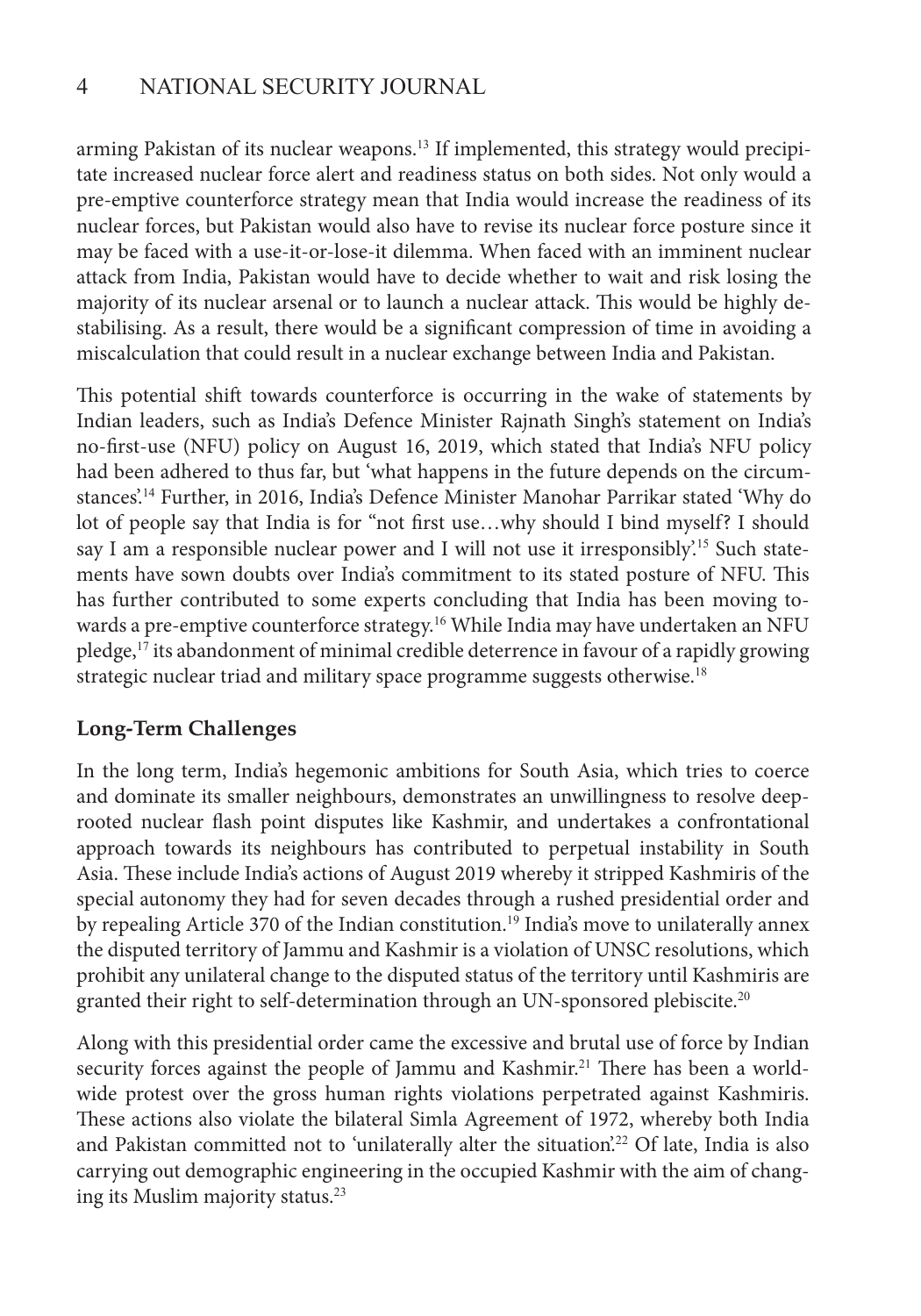arming Pakistan of its nuclear weapons.[13] If implemented, this strategy would precipitate increased nuclear force alert and readiness status on both sides. Not only would a pre-emptive counterforce strategy mean that India would increase the readiness of its nuclear forces, but Pakistan would also have to revise its nuclear force posture since it may be faced with a use-it-or-lose-it dilemma. When faced with an imminent nuclear attack from India, Pakistan would have to decide whether to wait and risk losing the majority of its nuclear arsenal or to launch a nuclear attack. This would be highly destabilising. As a result, there would be a significant compression of time in avoiding a miscalculation that could result in a nuclear exchange between India and Pakistan.

This potential shift towards counterforce is occurring in the wake of statements by Indian leaders, such as India's Defence Minister Rajnath Singh's statement on India's no-first-use (NFU) policy on August 16, 2019, which stated that India's NFU policy had been adhered to thus far, but 'what happens in the future depends on the circumstances'.[14] Further, in 2016, India's Defence Minister Manohar Parrikar stated 'Why do lot of people say that India is for "not first use…why should I bind myself? I should say I am a responsible nuclear power and I will not use it irresponsibly'.[15] Such statements have sown doubts over India's commitment to its stated posture of NFU. This has further contributed to some experts concluding that India has been moving towards a pre-emptive counterforce strategy.[16] While India may have undertaken an NFU pledge,[17] its abandonment of minimal credible deterrence in favour of a rapidly growing strategic nuclear triad and military space programme suggests otherwise.[18]

## Long-Term Challenges

In the long term, India's hegemonic ambitions for South Asia, which tries to coerce and dominate its smaller neighbours, demonstrates an unwillingness to resolve deep-rooted nuclear flash point disputes like Kashmir, and undertakes a confrontational approach towards its neighbours has contributed to perpetual instability in South Asia. These include India's actions of August 2019 whereby it stripped Kashmiris of the special autonomy they had for seven decades through a rushed presidential order and by repealing Article 370 of the Indian constitution.[19] India's move to unilaterally annex the disputed territory of Jammu and Kashmir is a violation of UNSC resolutions, which prohibit any unilateral change to the disputed status of the territory until Kashmiris are granted their right to self-determination through an UN-sponsored plebiscite.[20]

Along with this presidential order came the excessive and brutal use of force by Indian security forces against the people of Jammu and Kashmir.[21] There has been a worldwide protest over the gross human rights violations perpetrated against Kashmiris. These actions also violate the bilateral Simla Agreement of 1972, whereby both India and Pakistan committed not to 'unilaterally alter the situation'.[22] Of late, India is also carrying out demographic engineering in the occupied Kashmir with the aim of changing its Muslim majority status.[23]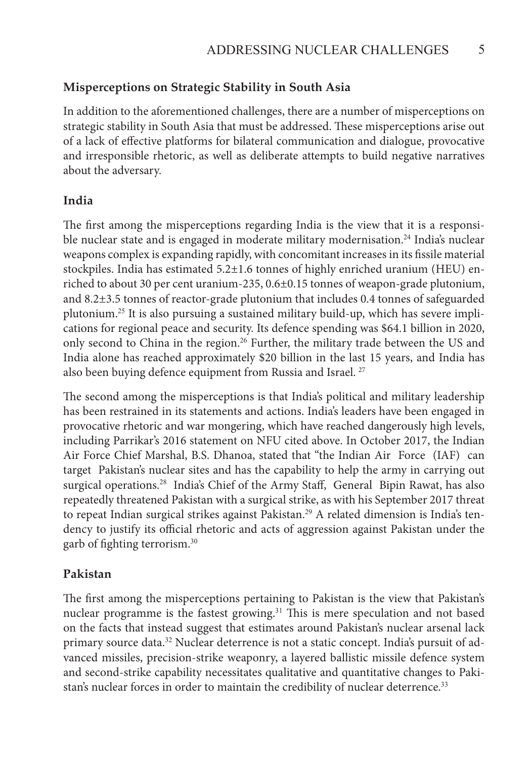## Misperceptions on Strategic Stability in South Asia

In addition to the aforementioned challenges, there are a number of misperceptions on strategic stability in South Asia that must be addressed. These misperceptions arise out of a lack of effective platforms for bilateral communication and dialogue, provocative and irresponsible rhetoric, as well as deliberate attempts to build negative narratives about the adversary.

### India

The first among the misperceptions regarding India is the view that it is a responsible nuclear state and is engaged in moderate military modernisation.[24] India's nuclear weapons complex is expanding rapidly, with concomitant increases in its fissile material stockpiles. India has estimated 5.2±1.6 tonnes of highly enriched uranium (HEU) enriched to about 30 per cent uranium-235, 0.6±0.15 tonnes of weapon-grade plutonium, and 8.2±3.5 tonnes of reactor-grade plutonium that includes 0.4 tonnes of safeguarded plutonium.[25] It is also pursuing a sustained military build-up, which has severe implications for regional peace and security. Its defence spending was $64.1 billion in 2020, only second to China in the region.[26] Further, the military trade between the US and India alone has reached approximately $20 billion in the last 15 years, and India has also been buying defence equipment from Russia and Israel.[27]

The second among the misperceptions is that India's political and military leadership has been restrained in its statements and actions. India's leaders have been engaged in provocative rhetoric and war mongering, which have reached dangerously high levels, including Parrikar's 2016 statement on NFU cited above. In October 2017, the Indian Air Force Chief Marshal, B.S. Dhanoa, stated that "the Indian Air Force (IAF) can target Pakistan's nuclear sites and has the capability to help the army in carrying out surgical operations.[28] India's Chief of the Army Staff, General Bipin Rawat, has also repeatedly threatened Pakistan with a surgical strike, as with his September 2017 threat to repeat Indian surgical strikes against Pakistan.[29] A related dimension is India's tendency to justify its official rhetoric and acts of aggression against Pakistan under the garb of fighting terrorism.[30]

### Pakistan

The first among the misperceptions pertaining to Pakistan is the view that Pakistan's nuclear programme is the fastest growing.[31] This is mere speculation and not based on the facts that instead suggest that estimates around Pakistan's nuclear arsenal lack primary source data.[32] Nuclear deterrence is not a static concept. India's pursuit of advanced missiles, precision-strike weaponry, a layered ballistic missile defence system and second-strike capability necessitates qualitative and quantitative changes to Pakistan's nuclear forces in order to maintain the credibility of nuclear deterrence.[33]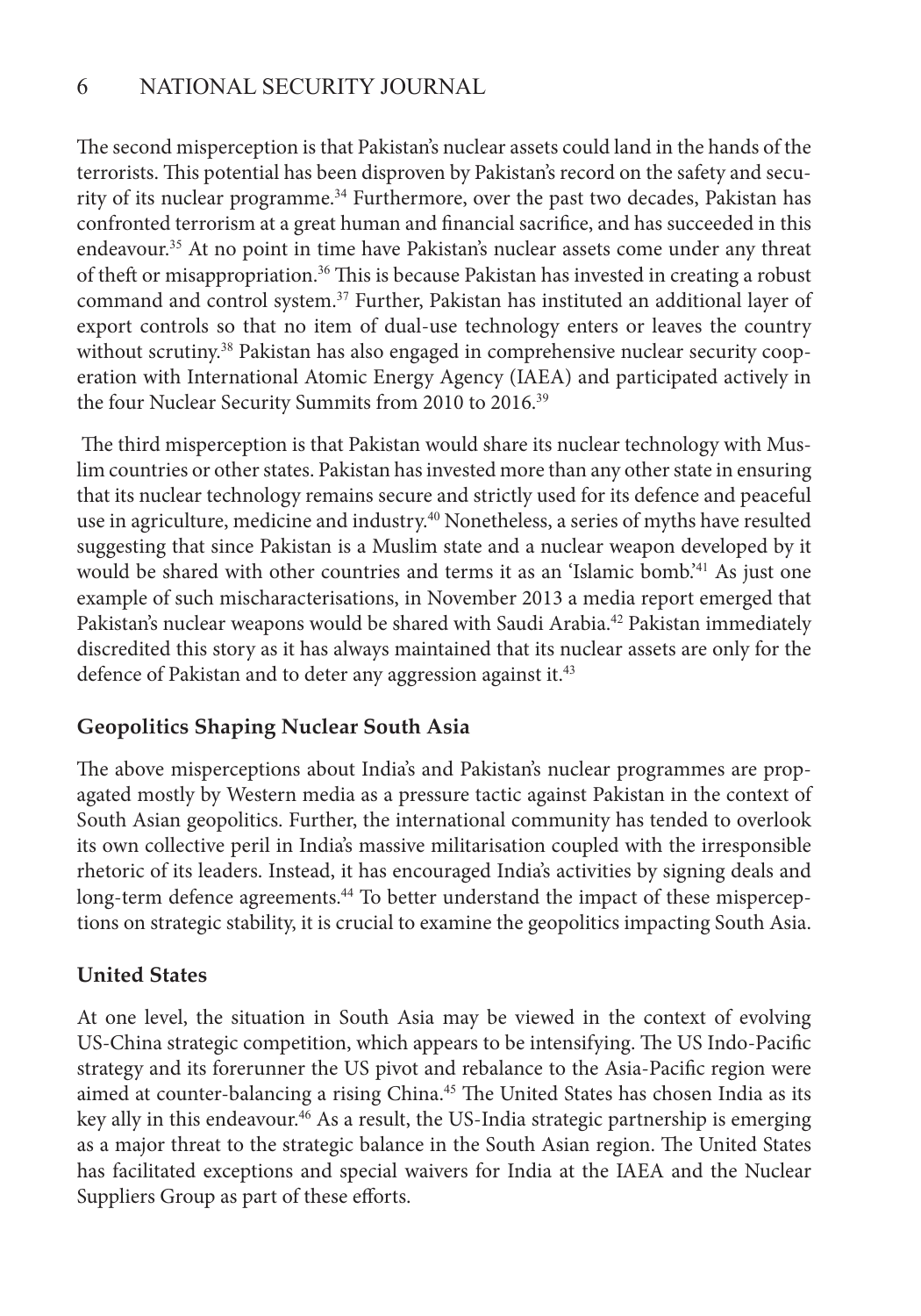The second misperception is that Pakistan's nuclear assets could land in the hands of the terrorists. This potential has been disproven by Pakistan's record on the safety and security of its nuclear programme.[34] Furthermore, over the past two decades, Pakistan has confronted terrorism at a great human and financial sacrifice, and has succeeded in this endeavour.[35] At no point in time have Pakistan's nuclear assets come under any threat of theft or misappropriation.[36] This is because Pakistan has invested in creating a robust command and control system.[37] Further, Pakistan has instituted an additional layer of export controls so that no item of dual-use technology enters or leaves the country without scrutiny.[38] Pakistan has also engaged in comprehensive nuclear security cooperation with International Atomic Energy Agency (IAEA) and participated actively in the four Nuclear Security Summits from 2010 to 2016.[39]

The third misperception is that Pakistan would share its nuclear technology with Muslim countries or other states. Pakistan has invested more than any other state in ensuring that its nuclear technology remains secure and strictly used for its defence and peaceful use in agriculture, medicine and industry.[40] Nonetheless, a series of myths have resulted suggesting that since Pakistan is a Muslim state and a nuclear weapon developed by it would be shared with other countries and terms it as an 'Islamic bomb.'[41] As just one example of such mischaracterisations, in November 2013 a media report emerged that Pakistan's nuclear weapons would be shared with Saudi Arabia.[42] Pakistan immediately discredited this story as it has always maintained that its nuclear assets are only for the defence of Pakistan and to deter any aggression against it.[43]

## Geopolitics Shaping Nuclear South Asia

The above misperceptions about India's and Pakistan's nuclear programmes are propagated mostly by Western media as a pressure tactic against Pakistan in the context of South Asian geopolitics. Further, the international community has tended to overlook its own collective peril in India's massive militarisation coupled with the irresponsible rhetoric of its leaders. Instead, it has encouraged India's activities by signing deals and long-term defence agreements.[44] To better understand the impact of these misperceptions on strategic stability, it is crucial to examine the geopolitics impacting South Asia.

### United States

At one level, the situation in South Asia may be viewed in the context of evolving US-China strategic competition, which appears to be intensifying. The US Indo-Pacific strategy and its forerunner the US pivot and rebalance to the Asia-Pacific region were aimed at counter-balancing a rising China.[45] The United States has chosen India as its key ally in this endeavour.[46] As a result, the US-India strategic partnership is emerging as a major threat to the strategic balance in the South Asian region. The United States has facilitated exceptions and special waivers for India at the IAEA and the Nuclear Suppliers Group as part of these efforts.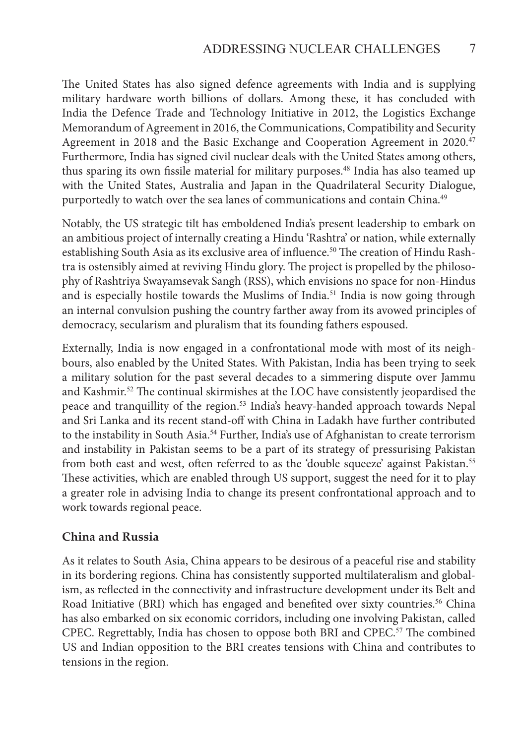The United States has also signed defence agreements with India and is supplying military hardware worth billions of dollars. Among these, it has concluded with India the Defence Trade and Technology Initiative in 2012, the Logistics Exchange Memorandum of Agreement in 2016, the Communications, Compatibility and Security Agreement in 2018 and the Basic Exchange and Cooperation Agreement in 2020.[47] Furthermore, India has signed civil nuclear deals with the United States among others, thus sparing its own fissile material for military purposes.[48] India has also teamed up with the United States, Australia and Japan in the Quadrilateral Security Dialogue, purportedly to watch over the sea lanes of communications and contain China.[49]

Notably, the US strategic tilt has emboldened India's present leadership to embark on an ambitious project of internally creating a Hindu 'Rashtra' or nation, while externally establishing South Asia as its exclusive area of influence.[50] The creation of Hindu Rashtra is ostensibly aimed at reviving Hindu glory. The project is propelled by the philosophy of Rashtriya Swayamsevak Sangh (RSS), which envisions no space for non-Hindus and is especially hostile towards the Muslims of India.[51] India is now going through an internal convulsion pushing the country farther away from its avowed principles of democracy, secularism and pluralism that its founding fathers espoused.

Externally, India is now engaged in a confrontational mode with most of its neighbours, also enabled by the United States. With Pakistan, India has been trying to seek a military solution for the past several decades to a simmering dispute over Jammu and Kashmir.[52] The continual skirmishes at the LOC have consistently jeopardised the peace and tranquillity of the region.[53] India's heavy-handed approach towards Nepal and Sri Lanka and its recent stand-off with China in Ladakh have further contributed to the instability in South Asia.[54] Further, India's use of Afghanistan to create terrorism and instability in Pakistan seems to be a part of its strategy of pressurising Pakistan from both east and west, often referred to as the 'double squeeze' against Pakistan.[55] These activities, which are enabled through US support, suggest the need for it to play a greater role in advising India to change its present confrontational approach and to work towards regional peace.

## China and Russia

As it relates to South Asia, China appears to be desirous of a peaceful rise and stability in its bordering regions. China has consistently supported multilateralism and globalism, as reflected in the connectivity and infrastructure development under its Belt and Road Initiative (BRI) which has engaged and benefited over sixty countries.[56] China has also embarked on six economic corridors, including one involving Pakistan, called CPEC. Regrettably, India has chosen to oppose both BRI and CPEC.[57] The combined US and Indian opposition to the BRI creates tensions with China and contributes to tensions in the region.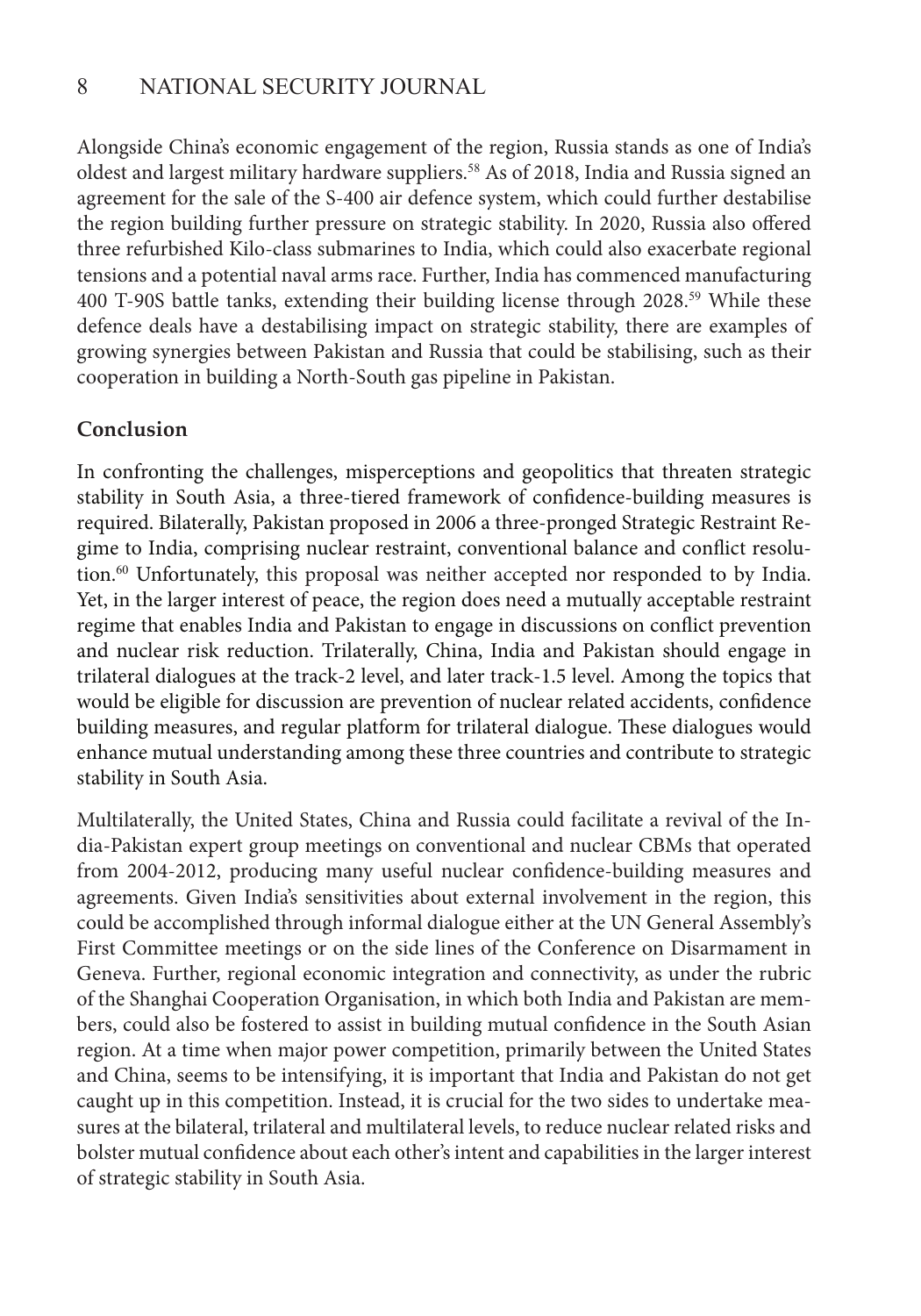Alongside China's economic engagement of the region, Russia stands as one of India's oldest and largest military hardware suppliers.[58] As of 2018, India and Russia signed an agreement for the sale of the S-400 air defence system, which could further destabilise the region building further pressure on strategic stability. In 2020, Russia also offered three refurbished Kilo-class submarines to India, which could also exacerbate regional tensions and a potential naval arms race. Further, India has commenced manufacturing 400 T-90S battle tanks, extending their building license through 2028.[59] While these defence deals have a destabilising impact on strategic stability, there are examples of growing synergies between Pakistan and Russia that could be stabilising, such as their cooperation in building a North-South gas pipeline in Pakistan.

## Conclusion

In confronting the challenges, misperceptions and geopolitics that threaten strategic stability in South Asia, a three-tiered framework of confidence-building measures is required. Bilaterally, Pakistan proposed in 2006 a three-pronged Strategic Restraint Regime to India, comprising nuclear restraint, conventional balance and conflict resolution.[60] Unfortunately, this proposal was neither accepted nor responded to by India. Yet, in the larger interest of peace, the region does need a mutually acceptable restraint regime that enables India and Pakistan to engage in discussions on conflict prevention and nuclear risk reduction. Trilaterally, China, India and Pakistan should engage in trilateral dialogues at the track-2 level, and later track-1.5 level. Among the topics that would be eligible for discussion are prevention of nuclear related accidents, confidence building measures, and regular platform for trilateral dialogue. These dialogues would enhance mutual understanding among these three countries and contribute to strategic stability in South Asia.

Multilaterally, the United States, China and Russia could facilitate a revival of the India-Pakistan expert group meetings on conventional and nuclear CBMs that operated from 2004-2012, producing many useful nuclear confidence-building measures and agreements. Given India's sensitivities about external involvement in the region, this could be accomplished through informal dialogue either at the UN General Assembly's First Committee meetings or on the side lines of the Conference on Disarmament in Geneva. Further, regional economic integration and connectivity, as under the rubric of the Shanghai Cooperation Organisation, in which both India and Pakistan are members, could also be fostered to assist in building mutual confidence in the South Asian region. At a time when major power competition, primarily between the United States and China, seems to be intensifying, it is important that India and Pakistan do not get caught up in this competition. Instead, it is crucial for the two sides to undertake measures at the bilateral, trilateral and multilateral levels, to reduce nuclear related risks and bolster mutual confidence about each other's intent and capabilities in the larger interest of strategic stability in South Asia.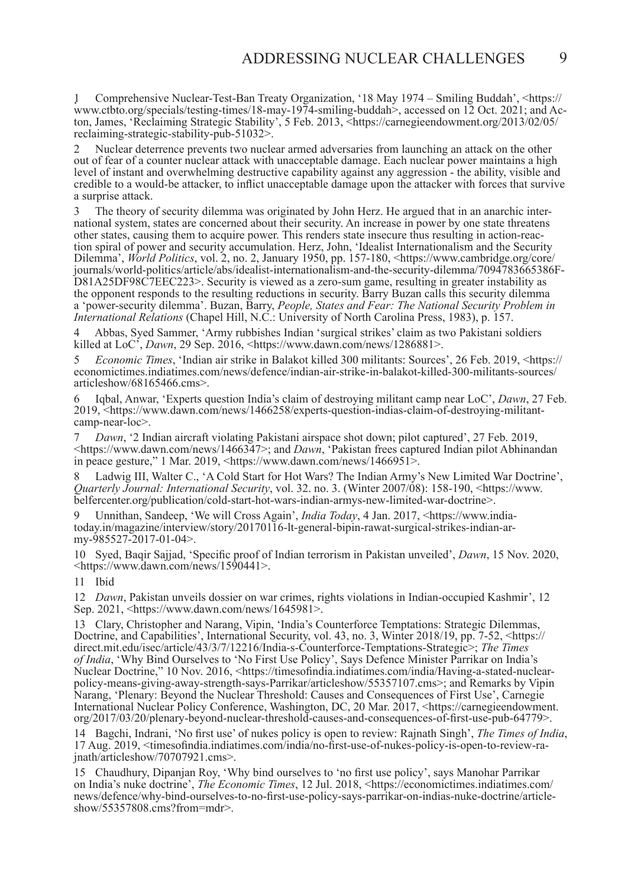1 Comprehensive Nuclear-Test-Ban Treaty Organization, '18 May 1974 – Smiling Buddah', <https://www.ctbto.org/specials/testing-times/18-may-1974-smiling-buddah>, accessed on 12 Oct. 2021; and Acton, James, 'Reclaiming Strategic Stability', 5 Feb. 2013, <https://carnegieendowment.org/2013/02/05/reclaiming-strategic-stability-pub-51032>.

2 Nuclear deterrence prevents two nuclear armed adversaries from launching an attack on the other out of fear of a counter nuclear attack with unacceptable damage. Each nuclear power maintains a high level of instant and overwhelming destructive capability against any aggression - the ability, visible and credible to a would-be attacker, to inflict unacceptable damage upon the attacker with forces that survive a surprise attack.

3 The theory of security dilemma was originated by John Herz. He argued that in an anarchic international system, states are concerned about their security. An increase in power by one state threatens other states, causing them to acquire power. This renders state insecure thus resulting in action-reaction spiral of power and security accumulation. Herz, John, 'Idealist Internationalism and the Security Dilemma', *World Politics*, vol. 2, no. 2, January 1950, pp. 157-180, <https://www.cambridge.org/core/journals/world-politics/article/abs/idealist-internationalism-and-the-security-dilemma/7094783665386FD81A25DF98C7EEC223>. Security is viewed as a zero-sum game, resulting in greater instability as the opponent responds to the resulting reductions in security. Barry Buzan calls this security dilemma a 'power-security dilemma'. Buzan, Barry, *People, States and Fear: The National Security Problem in International Relations* (Chapel Hill, N.C.: University of North Carolina Press, 1983), p. 157.

4 Abbas, Syed Sammer, 'Army rubbishes Indian 'surgical strikes' claim as two Pakistani soldiers killed at LoC', *Dawn*, 29 Sep. 2016, <https://www.dawn.com/news/1286881>.

5 *Economic Times*, 'Indian air strike in Balakot killed 300 militants: Sources', 26 Feb. 2019, <https://economictimes.indiatimes.com/news/defence/indian-air-strike-in-balakot-killed-300-militants-sources/articleshow/68165466.cms>.

6 Iqbal, Anwar, 'Experts question India's claim of destroying militant camp near LoC', *Dawn*, 27 Feb. 2019, <https://www.dawn.com/news/1466258/experts-question-indias-claim-of-destroying-militant-camp-near-loc>.

7 *Dawn*, '2 Indian aircraft violating Pakistani airspace shot down; pilot captured', 27 Feb. 2019, <https://www.dawn.com/news/1466347>; and *Dawn*, 'Pakistan frees captured Indian pilot Abhinandan in peace gesture," 1 Mar. 2019, <https://www.dawn.com/news/1466951>.

8 Ladwig III, Walter C., 'A Cold Start for Hot Wars? The Indian Army's New Limited War Doctrine', *Quarterly Journal: International Security*, vol. 32. no. 3. (Winter 2007/08): 158-190, <https://www.belfercenter.org/publication/cold-start-hot-wars-indian-armys-new-limited-war-doctrine>.

9 Unnithan, Sandeep, 'We will Cross Again', *India Today*, 4 Jan. 2017, <https://www.indiatoday.in/magazine/interview/story/20170116-lt-general-bipin-rawat-surgical-strikes-indian-army-985527-2017-01-04>.

10 Syed, Baqir Sajjad, 'Specific proof of Indian terrorism in Pakistan unveiled', *Dawn*, 15 Nov. 2020, <https://www.dawn.com/news/1590441>.

11 Ibid

12 *Dawn*, Pakistan unveils dossier on war crimes, rights violations in Indian-occupied Kashmir', 12 Sep. 2021, <https://www.dawn.com/news/1645981>.

13 Clary, Christopher and Narang, Vipin, 'India's Counterforce Temptations: Strategic Dilemmas, Doctrine, and Capabilities', International Security, vol. 43, no. 3, Winter 2018/19, pp. 7-52, <https://direct.mit.edu/isec/article/43/3/7/12216/India-s-Counterforce-Temptations-Strategic>; *The Times of India*, 'Why Bind Ourselves to 'No First Use Policy', Says Defence Minister Parrikar on India's Nuclear Doctrine," 10 Nov. 2016, <https://timesofindia.indiatimes.com/india/Having-a-stated-nuclear-policy-means-giving-away-strength-says-Parrikar/articleshow/55357107.cms>; and Remarks by Vipin Narang, 'Plenary: Beyond the Nuclear Threshold: Causes and Consequences of First Use', Carnegie International Nuclear Policy Conference, Washington, DC, 20 Mar. 2017, <https://carnegieendowment.org/2017/03/20/plenary-beyond-nuclear-threshold-causes-and-consequences-of-first-use-pub-64779>.

14 Bagchi, Indrani, 'No first use' of nukes policy is open to review: Rajnath Singh', *The Times of India*, 17 Aug. 2019, <timesofindia.indiatimes.com/india/no-first-use-of-nukes-policy-is-open-to-review-rajnath/articleshow/70707921.cms>.

15 Chaudhury, Dipanjan Roy, 'Why bind ourselves to 'no first use policy', says Manohar Parrikar on India's nuke doctrine', *The Economic Times*, 12 Jul. 2018, <https://economictimes.indiatimes.com/news/defence/why-bind-ourselves-to-no-first-use-policy-says-parrikar-on-indias-nuke-doctrine/articleshow/55357808.cms?from=mdr>.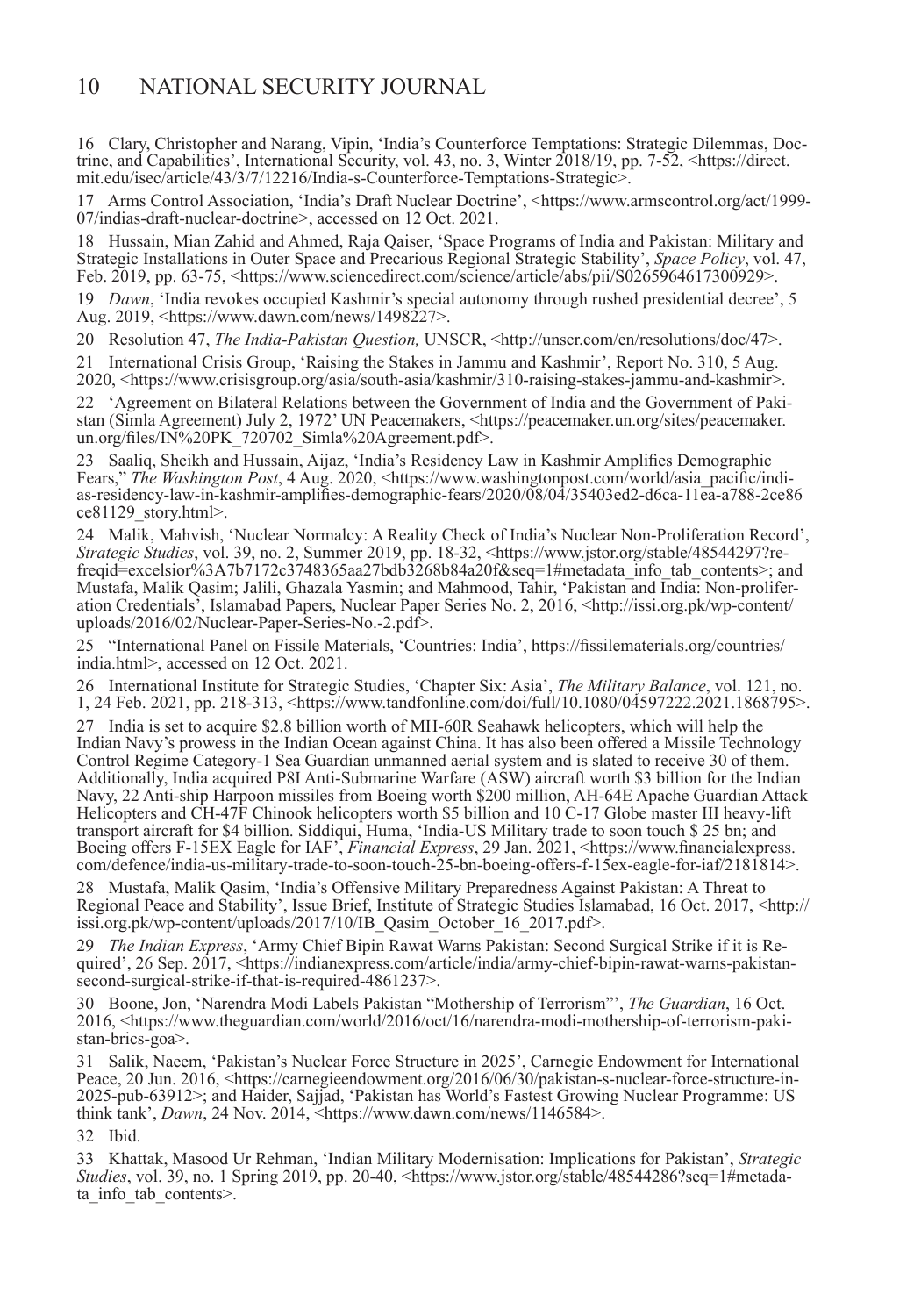16 Clary, Christopher and Narang, Vipin, 'India's Counterforce Temptations: Strategic Dilemmas, Doctrine, and Capabilities', International Security, vol. 43, no. 3, Winter 2018/19, pp. 7-52, <https://direct.mit.edu/isec/article/43/3/7/12216/India-s-Counterforce-Temptations-Strategic>.

17 Arms Control Association, 'India's Draft Nuclear Doctrine', <https://www.armscontrol.org/act/1999-07/indias-draft-nuclear-doctrine>, accessed on 12 Oct. 2021.

18 Hussain, Mian Zahid and Ahmed, Raja Qaiser, 'Space Programs of India and Pakistan: Military and Strategic Installations in Outer Space and Precarious Regional Strategic Stability', *Space Policy*, vol. 47, Feb. 2019, pp. 63-75, <https://www.sciencedirect.com/science/article/abs/pii/S0265964617300929>.

19 *Dawn*, 'India revokes occupied Kashmir's special autonomy through rushed presidential decree', 5 Aug. 2019, <https://www.dawn.com/news/1498227>.

20 Resolution 47, *The India-Pakistan Question,* UNSCR, <http://unscr.com/en/resolutions/doc/47>.

21 International Crisis Group, 'Raising the Stakes in Jammu and Kashmir', Report No. 310, 5 Aug. 2020, <https://www.crisisgroup.org/asia/south-asia/kashmir/310-raising-stakes-jammu-and-kashmir>.

22 'Agreement on Bilateral Relations between the Government of India and the Government of Pakistan (Simla Agreement) July 2, 1972' UN Peacemakers, <https://peacemaker.un.org/sites/peacemaker.un.org/files/IN%20PK_720702_Simla%20Agreement.pdf>.

23 Saaliq, Sheikh and Hussain, Aijaz, 'India's Residency Law in Kashmir Amplifies Demographic Fears," *The Washington Post*, 4 Aug. 2020, <https://www.washingtonpost.com/world/asia_pacific/indias-residency-law-in-kashmir-amplifies-demographic-fears/2020/08/04/35403ed2-d6ca-11ea-a788-2ce86ce81129_story.html>.

24 Malik, Mahvish, 'Nuclear Normalcy: A Reality Check of India's Nuclear Non-Proliferation Record', *Strategic Studies*, vol. 39, no. 2, Summer 2019, pp. 18-32, <https://www.jstor.org/stable/48544297?refreqid=excelsior%3A7b7172c3748365aa27bdb3268b84a20f&seq=1#metadata_info_tab_contents>; and Mustafa, Malik Qasim; Jalili, Ghazala Yasmin; and Mahmood, Tahir, 'Pakistan and India: Non-proliferation Credentials', Islamabad Papers, Nuclear Paper Series No. 2, 2016, <http://issi.org.pk/wp-content/uploads/2016/02/Nuclear-Paper-Series-No.-2.pdf>.

25 "International Panel on Fissile Materials, 'Countries: India', https://fissilematerials.org/countries/india.html>, accessed on 12 Oct. 2021.

26 International Institute for Strategic Studies, 'Chapter Six: Asia', *The Military Balance*, vol. 121, no. 1, 24 Feb. 2021, pp. 218-313, <https://www.tandfonline.com/doi/full/10.1080/04597222.2021.1868795>.

27 India is set to acquire $2.8 billion worth of MH-60R Seahawk helicopters, which will help the Indian Navy's prowess in the Indian Ocean against China. It has also been offered a Missile Technology Control Regime Category-1 Sea Guardian unmanned aerial system and is slated to receive 30 of them. Additionally, India acquired P8I Anti-Submarine Warfare (ASW) aircraft worth $3 billion for the Indian Navy, 22 Anti-ship Harpoon missiles from Boeing worth $200 million, AH-64E Apache Guardian Attack Helicopters and CH-47F Chinook helicopters worth $5 billion and 10 C-17 Globe master III heavy-lift transport aircraft for $4 billion. Siddiqui, Huma, 'India-US Military trade to soon touch $ 25 bn; and Boeing offers F-15EX Eagle for IAF', *Financial Express*, 29 Jan. 2021, <https://www.financialexpress.com/defence/india-us-military-trade-to-soon-touch-25-bn-boeing-offers-f-15ex-eagle-for-iaf/2181814>.

28 Mustafa, Malik Qasim, 'India's Offensive Military Preparedness Against Pakistan: A Threat to Regional Peace and Stability', Issue Brief, Institute of Strategic Studies Islamabad, 16 Oct. 2017, <http://issi.org.pk/wp-content/uploads/2017/10/IB_Qasim_October_16_2017.pdf>.

29 *The Indian Express*, 'Army Chief Bipin Rawat Warns Pakistan: Second Surgical Strike if it is Required', 26 Sep. 2017, <https://indianexpress.com/article/india/army-chief-bipin-rawat-warns-pakistan-second-surgical-strike-if-that-is-required-4861237>.

30 Boone, Jon, 'Narendra Modi Labels Pakistan "Mothership of Terrorism"', *The Guardian*, 16 Oct. 2016, <https://www.theguardian.com/world/2016/oct/16/narendra-modi-mothership-of-terrorism-pakistan-brics-goa>.

31 Salik, Naeem, 'Pakistan's Nuclear Force Structure in 2025', Carnegie Endowment for International Peace, 20 Jun. 2016, <https://carnegieendowment.org/2016/06/30/pakistan-s-nuclear-force-structure-in-2025-pub-63912>; and Haider, Sajjad, 'Pakistan has World's Fastest Growing Nuclear Programme: US think tank', *Dawn*, 24 Nov. 2014, <https://www.dawn.com/news/1146584>.

32 Ibid.

33 Khattak, Masood Ur Rehman, 'Indian Military Modernisation: Implications for Pakistan', *Strategic Studies*, vol. 39, no. 1 Spring 2019, pp. 20-40, <https://www.jstor.org/stable/48544286?seq=1#metadata_info_tab_contents>.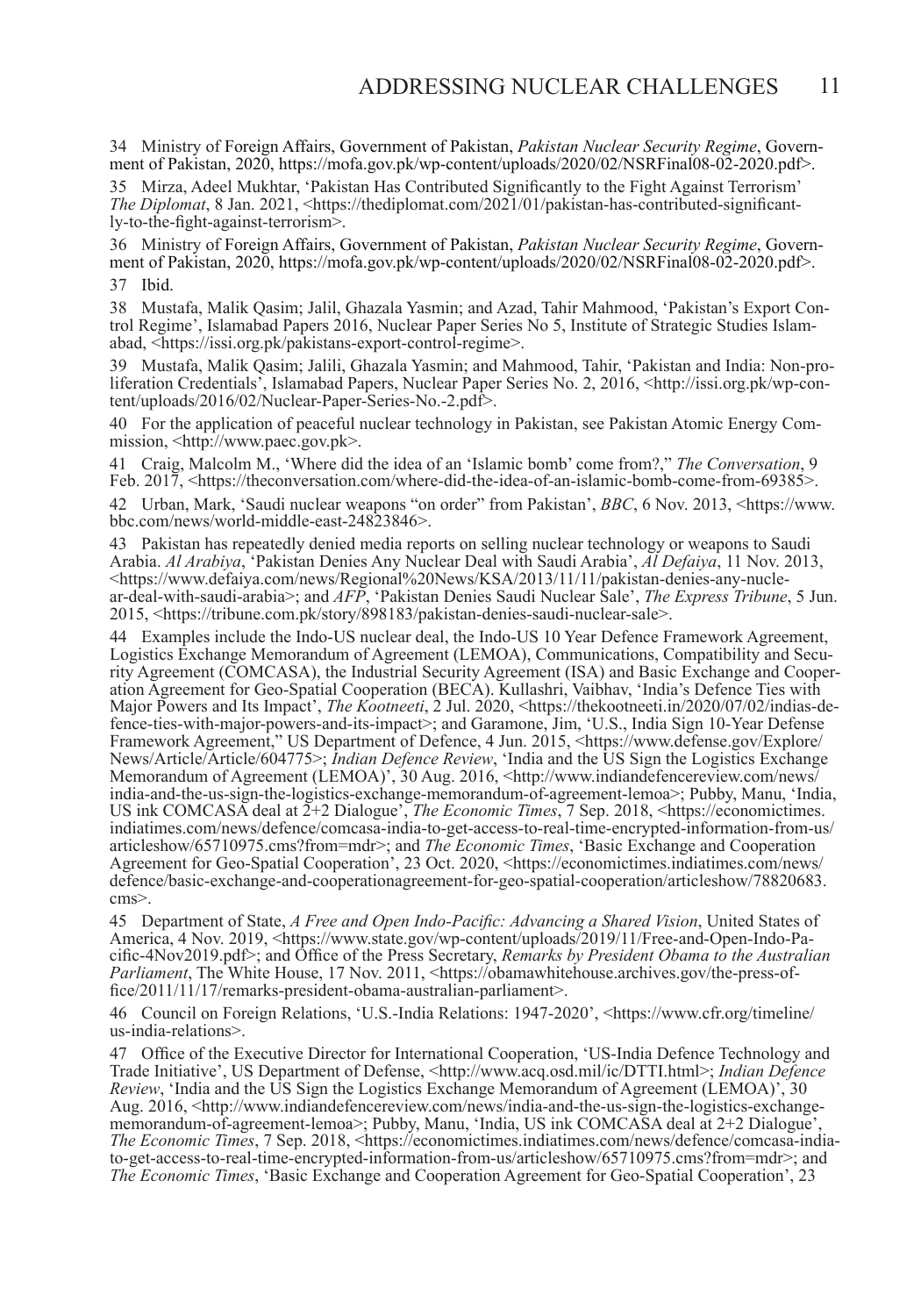34 Ministry of Foreign Affairs, Government of Pakistan, *Pakistan Nuclear Security Regime*, Government of Pakistan, 2020, https://mofa.gov.pk/wp-content/uploads/2020/02/NSRFinal08-02-2020.pdf>.

35 Mirza, Adeel Mukhtar, 'Pakistan Has Contributed Significantly to the Fight Against Terrorism' *The Diplomat*, 8 Jan. 2021, <https://thediplomat.com/2021/01/pakistan-has-contributed-significantly-to-the-fight-against-terrorism>.

36 Ministry of Foreign Affairs, Government of Pakistan, *Pakistan Nuclear Security Regime*, Government of Pakistan, 2020, https://mofa.gov.pk/wp-content/uploads/2020/02/NSRFinal08-02-2020.pdf>.

37 Ibid.

38 Mustafa, Malik Qasim; Jalil, Ghazala Yasmin; and Azad, Tahir Mahmood, 'Pakistan's Export Control Regime', Islamabad Papers 2016, Nuclear Paper Series No 5, Institute of Strategic Studies Islamabad, <https://issi.org.pk/pakistans-export-control-regime>.

39 Mustafa, Malik Qasim; Jalili, Ghazala Yasmin; and Mahmood, Tahir, 'Pakistan and India: Non-proliferation Credentials', Islamabad Papers, Nuclear Paper Series No. 2, 2016, <http://issi.org.pk/wp-content/uploads/2016/02/Nuclear-Paper-Series-No.-2.pdf>.

40 For the application of peaceful nuclear technology in Pakistan, see Pakistan Atomic Energy Commission, <http://www.paec.gov.pk>.

41 Craig, Malcolm M., 'Where did the idea of an 'Islamic bomb' come from?," *The Conversation*, 9 Feb. 2017, <https://theconversation.com/where-did-the-idea-of-an-islamic-bomb-come-from-69385>.

42 Urban, Mark, 'Saudi nuclear weapons "on order" from Pakistan', *BBC*, 6 Nov. 2013, <https://www.bbc.com/news/world-middle-east-24823846>.

43 Pakistan has repeatedly denied media reports on selling nuclear technology or weapons to Saudi Arabia. *Al Arabiya*, 'Pakistan Denies Any Nuclear Deal with Saudi Arabia', *Al Defaiya*, 11 Nov. 2013, <https://www.defaiya.com/news/Regional%20News/KSA/2013/11/11/pakistan-denies-any-nuclear-deal-with-saudi-arabia>; and *AFP*, 'Pakistan Denies Saudi Nuclear Sale', *The Express Tribune*, 5 Jun. 2015, <https://tribune.com.pk/story/898183/pakistan-denies-saudi-nuclear-sale>.

44 Examples include the Indo-US nuclear deal, the Indo-US 10 Year Defence Framework Agreement, Logistics Exchange Memorandum of Agreement (LEMOA), Communications, Compatibility and Security Agreement (COMCASA), the Industrial Security Agreement (ISA) and Basic Exchange and Cooperation Agreement for Geo-Spatial Cooperation (BECA). Kullashri, Vaibhav, 'India's Defence Ties with Major Powers and Its Impact', *The Kootneeti*, 2 Jul. 2020, <https://thekootneeti.in/2020/07/02/indias-defence-ties-with-major-powers-and-its-impact>; and Garamone, Jim, 'U.S., India Sign 10-Year Defense Framework Agreement," US Department of Defence, 4 Jun. 2015, <https://www.defense.gov/Explore/News/Article/Article/604775>; *Indian Defence Review*, 'India and the US Sign the Logistics Exchange Memorandum of Agreement (LEMOA)', 30 Aug. 2016, <http://www.indiandefencereview.com/news/india-and-the-us-sign-the-logistics-exchange-memorandum-of-agreement-lemoa>; Pubby, Manu, 'India, US ink COMCASA deal at 2+2 Dialogue', *The Economic Times*, 7 Sep. 2018, <https://economictimes.indiatimes.com/news/defence/comcasa-india-to-get-access-to-real-time-encrypted-information-from-us/articleshow/65710975.cms?from=mdr>; and *The Economic Times*, 'Basic Exchange and Cooperation Agreement for Geo-Spatial Cooperation', 23 Oct. 2020, <https://economictimes.indiatimes.com/news/defence/basic-exchange-and-cooperationagreement-for-geo-spatial-cooperation/articleshow/78820683.cms>.

45 Department of State, *A Free and Open Indo-Pacific: Advancing a Shared Vision*, United States of America, 4 Nov. 2019, <https://www.state.gov/wp-content/uploads/2019/11/Free-and-Open-Indo-Pacific-4Nov2019.pdf>; and Office of the Press Secretary, *Remarks by President Obama to the Australian Parliament*, The White House, 17 Nov. 2011, <https://obamawhitehouse.archives.gov/the-press-office/2011/11/17/remarks-president-obama-australian-parliament>.

46 Council on Foreign Relations, 'U.S.-India Relations: 1947-2020', <https://www.cfr.org/timeline/us-india-relations>.

47 Office of the Executive Director for International Cooperation, 'US-India Defence Technology and Trade Initiative', US Department of Defense, <http://www.acq.osd.mil/ic/DTTI.html>; *Indian Defence Review*, 'India and the US Sign the Logistics Exchange Memorandum of Agreement (LEMOA)', 30 Aug. 2016, <http://www.indiandefencereview.com/news/india-and-the-us-sign-the-logistics-exchange-memorandum-of-agreement-lemoa>; Pubby, Manu, 'India, US ink COMCASA deal at 2+2 Dialogue', *The Economic Times*, 7 Sep. 2018, <https://economictimes.indiatimes.com/news/defence/comcasa-india-to-get-access-to-real-time-encrypted-information-from-us/articleshow/65710975.cms?from=mdr>; and *The Economic Times*, 'Basic Exchange and Cooperation Agreement for Geo-Spatial Cooperation', 23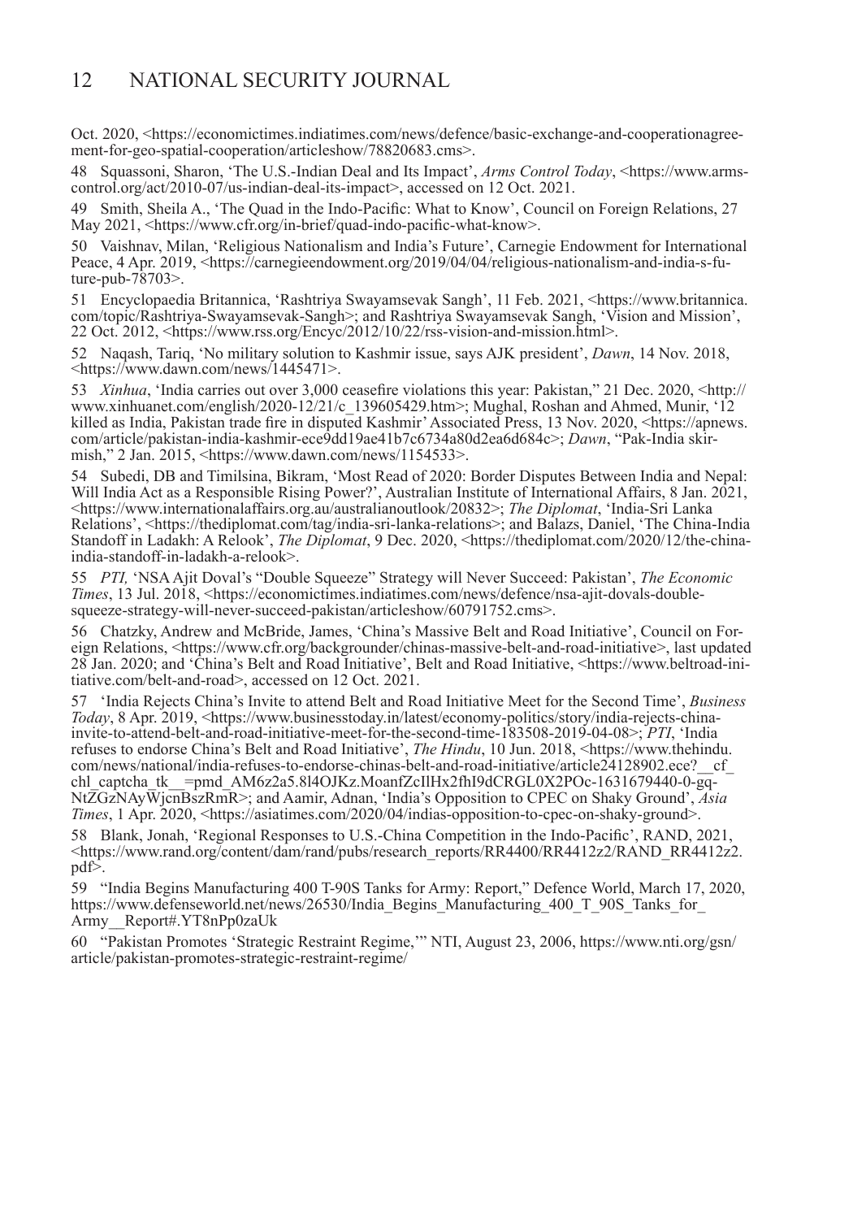Oct. 2020, <https://economictimes.indiatimes.com/news/defence/basic-exchange-and-cooperationagreement-for-geo-spatial-cooperation/articleshow/78820683.cms>.

48 Squassoni, Sharon, 'The U.S.-Indian Deal and Its Impact', *Arms Control Today*, <https://www.armscontrol.org/act/2010-07/us-indian-deal-its-impact>, accessed on 12 Oct. 2021.

49 Smith, Sheila A., 'The Quad in the Indo-Pacific: What to Know', Council on Foreign Relations, 27 May 2021, <https://www.cfr.org/in-brief/quad-indo-pacific-what-know>.

50 Vaishnav, Milan, 'Religious Nationalism and India's Future', Carnegie Endowment for International Peace, 4 Apr. 2019, <https://carnegieendowment.org/2019/04/04/religious-nationalism-and-india-s-future-pub-78703>.

51 Encyclopaedia Britannica, 'Rashtriya Swayamsevak Sangh', 11 Feb. 2021, <https://www.britannica.com/topic/Rashtriya-Swayamsevak-Sangh>; and Rashtriya Swayamsevak Sangh, 'Vision and Mission', 22 Oct. 2012, <https://www.rss.org/Encyc/2012/10/22/rss-vision-and-mission.html>.

52 Naqash, Tariq, 'No military solution to Kashmir issue, says AJK president', *Dawn*, 14 Nov. 2018, <https://www.dawn.com/news/1445471>.

53 *Xinhua*, 'India carries out over 3,000 ceasefire violations this year: Pakistan," 21 Dec. 2020, <http://www.xinhuanet.com/english/2020-12/21/c_139605429.htm>; Mughal, Roshan and Ahmed, Munir, '12 killed as India, Pakistan trade fire in disputed Kashmir' Associated Press, 13 Nov. 2020, <https://apnews.com/article/pakistan-india-kashmir-ece9dd19ae41b7c6734a80d2ea6d684c>; *Dawn*, "Pak-India skirmish," 2 Jan. 2015, <https://www.dawn.com/news/1154533>.

54 Subedi, DB and Timilsina, Bikram, 'Most Read of 2020: Border Disputes Between India and Nepal: Will India Act as a Responsible Rising Power?', Australian Institute of International Affairs, 8 Jan. 2021, <https://www.internationalaffairs.org.au/australianoutlook/20832>; *The Diplomat*, 'India-Sri Lanka Relations', <https://thediplomat.com/tag/india-sri-lanka-relations>; and Balazs, Daniel, 'The China-India Standoff in Ladakh: A Relook', *The Diplomat*, 9 Dec. 2020, <https://thediplomat.com/2020/12/the-china-india-standoff-in-ladakh-a-relook>.

55 *PTI,* 'NSA Ajit Doval's "Double Squeeze" Strategy will Never Succeed: Pakistan', *The Economic Times*, 13 Jul. 2018, <https://economictimes.indiatimes.com/news/defence/nsa-ajit-dovals-double-squeeze-strategy-will-never-succeed-pakistan/articleshow/60791752.cms>.

56 Chatzky, Andrew and McBride, James, 'China's Massive Belt and Road Initiative', Council on Foreign Relations, <https://www.cfr.org/backgrounder/chinas-massive-belt-and-road-initiative>, last updated 28 Jan. 2020; and 'China's Belt and Road Initiative', Belt and Road Initiative, <https://www.beltroad-initiative.com/belt-and-road>, accessed on 12 Oct. 2021.

57 'India Rejects China's Invite to attend Belt and Road Initiative Meet for the Second Time', *Business Today*, 8 Apr. 2019, <https://www.businesstoday.in/latest/economy-politics/story/india-rejects-china-invite-to-attend-belt-and-road-initiative-meet-for-the-second-time-183508-2019-04-08>; *PTI*, 'India refuses to endorse China's Belt and Road Initiative', *The Hindu*, 10 Jun. 2018, <https://www.thehindu.com/news/national/india-refuses-to-endorse-chinas-belt-and-road-initiative/article24128902.ece?__cf_chl_captcha_tk__=pmd_AM6z2a5.8l4OJKz.MoanfZcIlHx2fhI9dCRGL0X2POc-1631679440-0-gqNtZGzNAyWjcnBszRmR>; and Aamir, Adnan, 'India's Opposition to CPEC on Shaky Ground', *Asia Times*, 1 Apr. 2020, <https://asiatimes.com/2020/04/indias-opposition-to-cpec-on-shaky-ground>.

58 Blank, Jonah, 'Regional Responses to U.S.-China Competition in the Indo-Pacific', RAND, 2021, <https://www.rand.org/content/dam/rand/pubs/research_reports/RR4400/RR4412z2/RAND_RR4412z2.pdf>.

59 "India Begins Manufacturing 400 T-90S Tanks for Army: Report," Defence World, March 17, 2020, https://www.defenseworld.net/news/26530/India_Begins_Manufacturing_400_T_90S_Tanks_for_Army__Report#.YT8nPp0zaUk

60 "Pakistan Promotes 'Strategic Restraint Regime,'" NTI, August 23, 2006, https://www.nti.org/gsn/article/pakistan-promotes-strategic-restraint-regime/